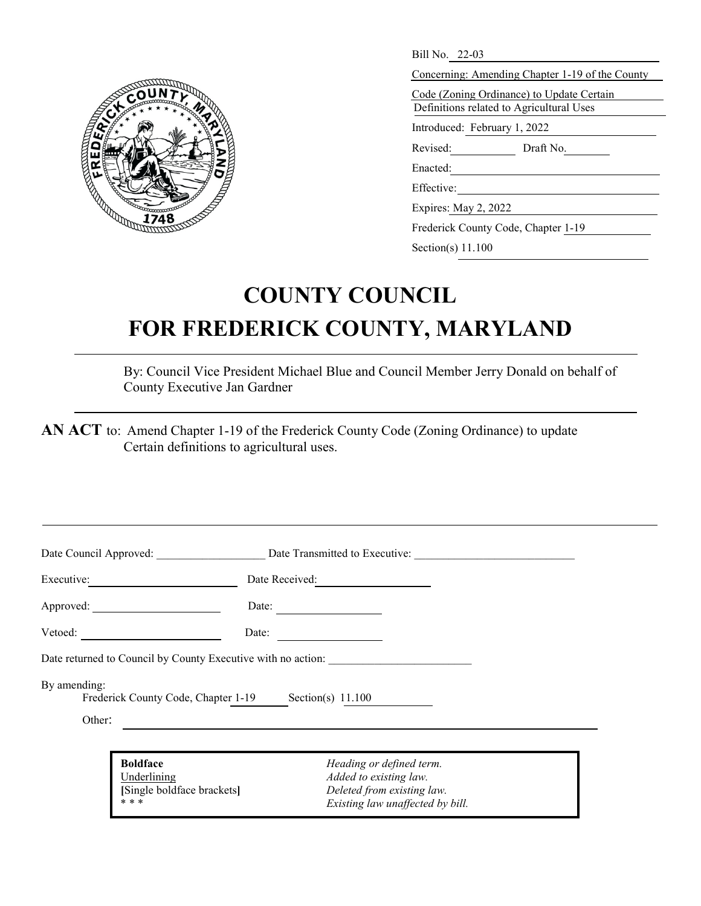Bill No. 22-03

Concerning: Amending Chapter 1-19 of the County Code (Zoning Ordinance) to Update Certain Definitions related to Agricultural Uses

Introduced: February 1, 2022

Revised: ____________ Draft No. ________

Enacted: ____________

Effective: ____________

Expires: May 2, 2022

Frederick County Code, Chapter 1-19

Section(s) 11.100

# COUNTY COUNCIL
# FOR FREDERICK COUNTY, MARYLAND

By: Council Vice President Michael Blue and Council Member Jerry Donald on behalf of County Executive Jan Gardner

**AN ACT** to: Amend Chapter 1-19 of the Frederick County Code (Zoning Ordinance) to update Certain definitions to agricultural uses.

---

Date Council Approved: ____________ Date Transmitted to Executive: ____________

Executive: ____________ Date Received: ____________

Approved: ____________ Date: ____________

Vetoed: ____________ Date: ____________

Date returned to Council by County Executive with no action: ____________

By amending:
Frederick County Code, Chapter 1-19 Section(s) 11.100

Other: ____________

| | |
|---|---|
| **Boldface** | *Heading or defined term.* |
| Underlining | *Added to existing law.* |
| **[**Single boldface brackets**]** | *Deleted from existing law.* |
| * * * | *Existing law unaffected by bill.* |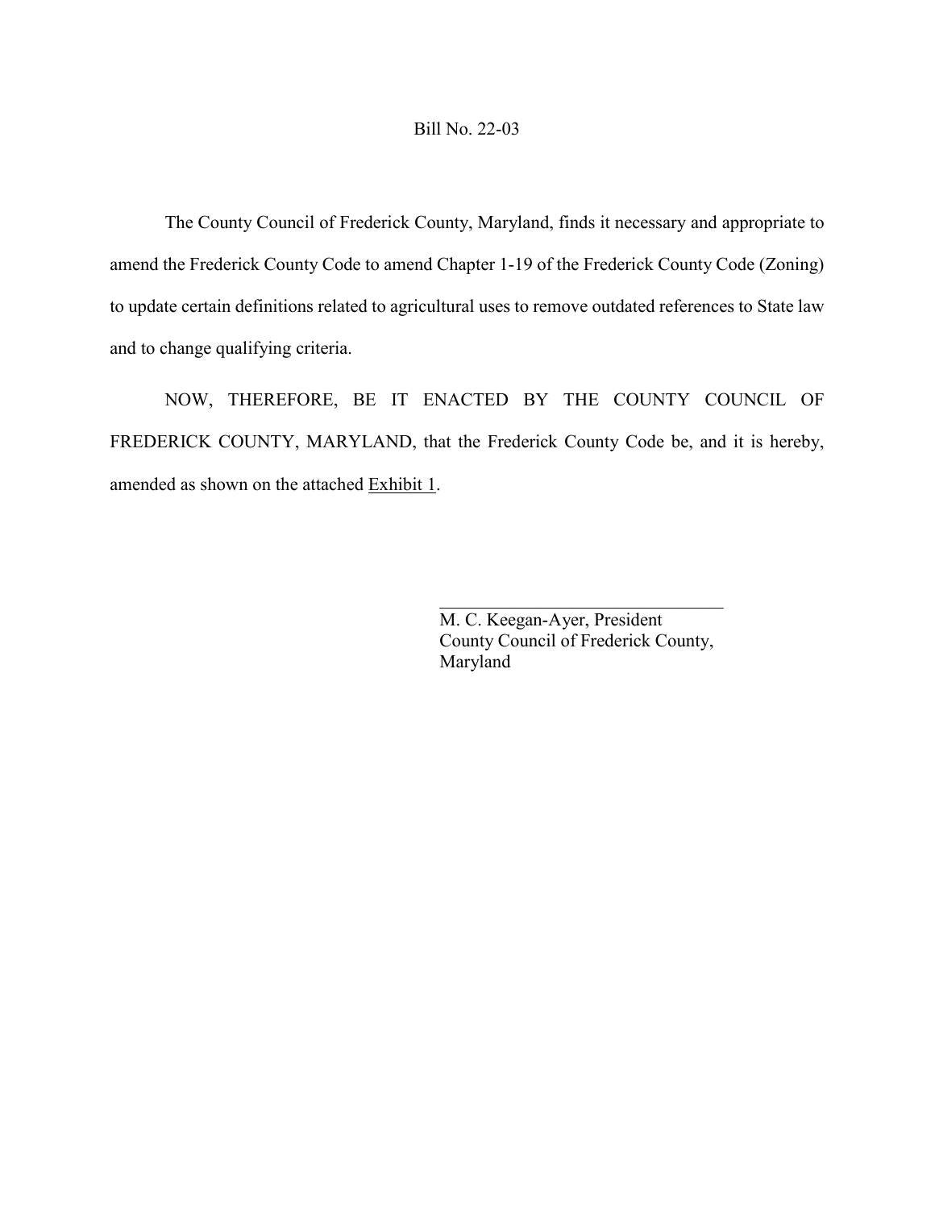Bill No. 22-03

The County Council of Frederick County, Maryland, finds it necessary and appropriate to amend the Frederick County Code to amend Chapter 1-19 of the Frederick County Code (Zoning) to update certain definitions related to agricultural uses to remove outdated references to State law and to change qualifying criteria.

NOW, THEREFORE, BE IT ENACTED BY THE COUNTY COUNCIL OF FREDERICK COUNTY, MARYLAND, that the Frederick County Code be, and it is hereby, amended as shown on the attached Exhibit 1.

\_\_\_\_\_\_\_\_\_\_\_\_\_\_\_\_\_\_\_\_\_\_\_\_\_\_\_\_\_\_\_\_
M. C. Keegan-Ayer, President
County Council of Frederick County, Maryland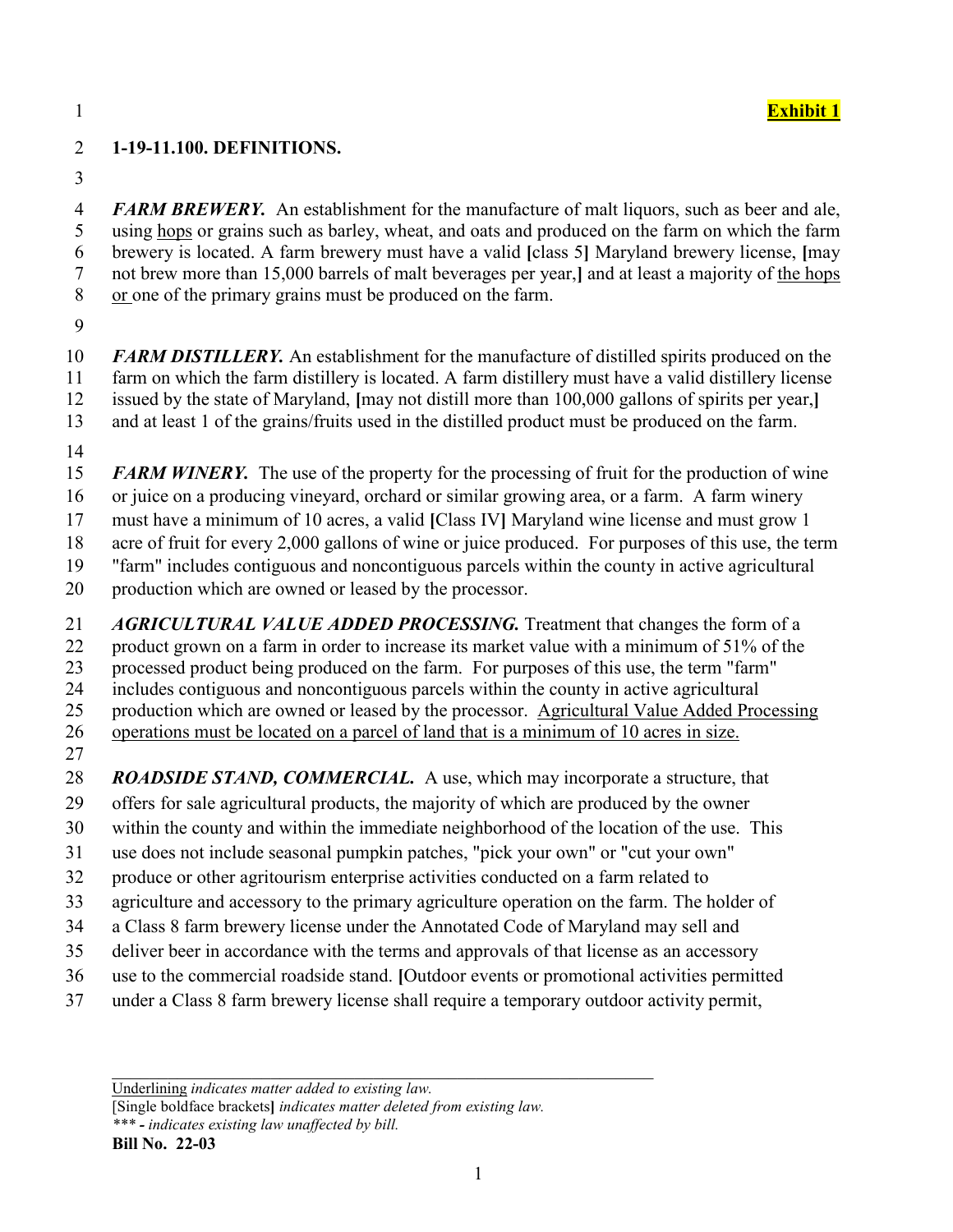**Exhibit 1**

**1-19-11.100. DEFINITIONS.**

***FARM BREWERY.*** An establishment for the manufacture of malt liquors, such as beer and ale, using <u>hops</u> or grains such as barley, wheat, and oats and produced on the farm on which the farm brewery is located. A farm brewery must have a valid **[**class 5**]** Maryland brewery license, **[**may not brew more than 15,000 barrels of malt beverages per year,**]** and at least a majority of <u>the hops or</u> one of the primary grains must be produced on the farm.

***FARM DISTILLERY.*** An establishment for the manufacture of distilled spirits produced on the farm on which the farm distillery is located. A farm distillery must have a valid distillery license issued by the state of Maryland, **[**may not distill more than 100,000 gallons of spirits per year,**]** and at least 1 of the grains/fruits used in the distilled product must be produced on the farm.

***FARM WINERY.*** The use of the property for the processing of fruit for the production of wine or juice on a producing vineyard, orchard or similar growing area, or a farm. A farm winery must have a minimum of 10 acres, a valid **[**Class IV**]** Maryland wine license and must grow 1 acre of fruit for every 2,000 gallons of wine or juice produced. For purposes of this use, the term "farm" includes contiguous and noncontiguous parcels within the county in active agricultural production which are owned or leased by the processor.

***AGRICULTURAL VALUE ADDED PROCESSING.*** Treatment that changes the form of a product grown on a farm in order to increase its market value with a minimum of 51% of the processed product being produced on the farm. For purposes of this use, the term "farm" includes contiguous and noncontiguous parcels within the county in active agricultural production which are owned or leased by the processor. <u>Agricultural Value Added Processing operations must be located on a parcel of land that is a minimum of 10 acres in size.</u>

***ROADSIDE STAND, COMMERCIAL.*** A use, which may incorporate a structure, that offers for sale agricultural products, the majority of which are produced by the owner within the county and within the immediate neighborhood of the location of the use. This use does not include seasonal pumpkin patches, "pick your own" or "cut your own" produce or other agritourism enterprise activities conducted on a farm related to agriculture and accessory to the primary agriculture operation on the farm. The holder of a Class 8 farm brewery license under the Annotated Code of Maryland may sell and deliver beer in accordance with the terms and approvals of that license as an accessory use to the commercial roadside stand. **[**Outdoor events or promotional activities permitted under a Class 8 farm brewery license shall require a temporary outdoor activity permit,

---

<u>Underlining</u> *indicates matter added to existing law.*
[Single boldface brackets**]** *indicates matter deleted from existing law.*
*\*\*\* - indicates existing law unaffected by bill.*
**Bill No. 22-03**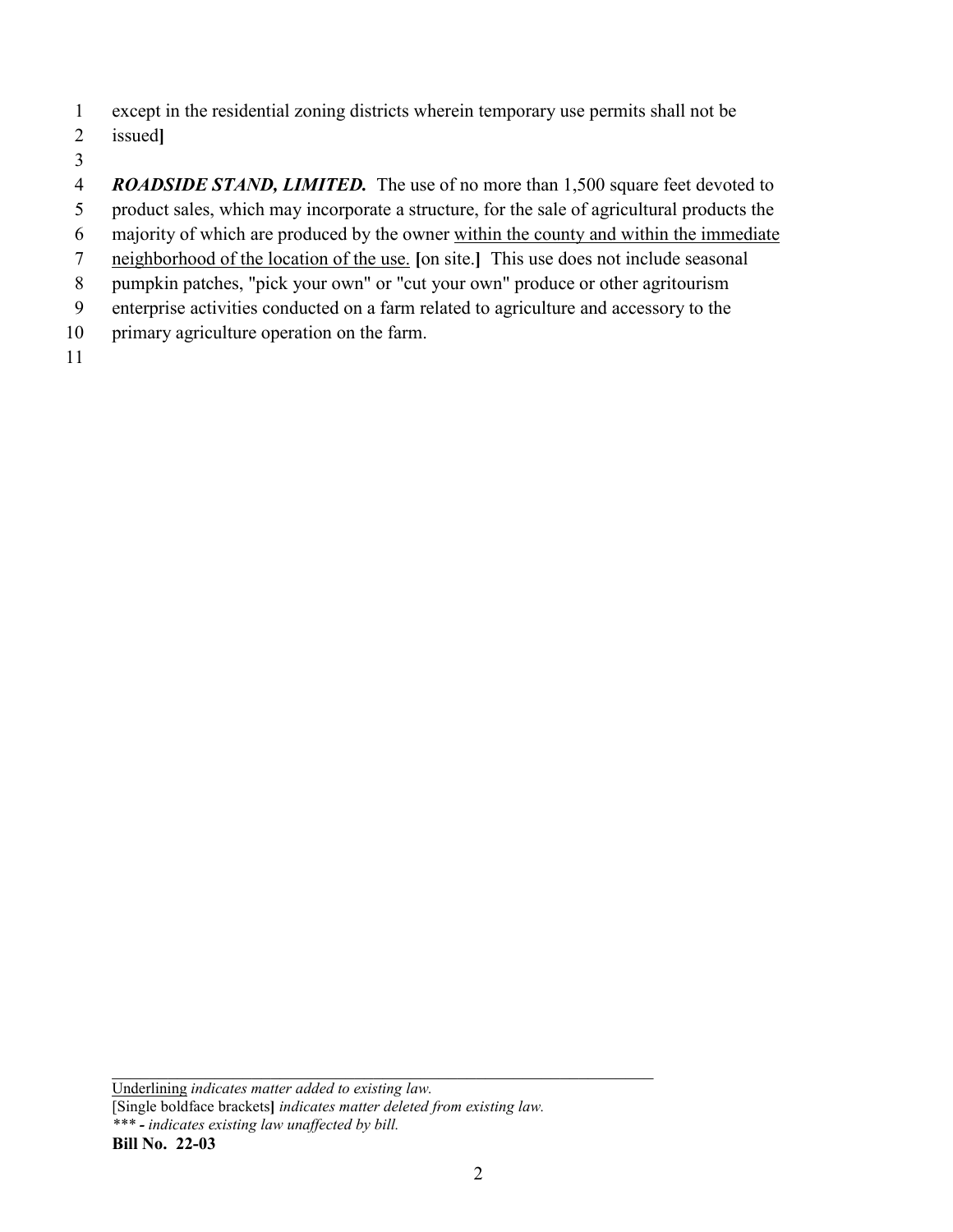except in the residential zoning districts wherein temporary use permits shall not be issued**]**

***ROADSIDE STAND, LIMITED.*** The use of no more than 1,500 square feet devoted to product sales, which may incorporate a structure, for the sale of agricultural products the majority of which are produced by the owner <u>within the county and within the immediate neighborhood of the location of the use.</u> **[**on site.**]** This use does not include seasonal pumpkin patches, "pick your own" or "cut your own" produce or other agritourism enterprise activities conducted on a farm related to agriculture and accessory to the primary agriculture operation on the farm.

---

<u>Underlining</u> *indicates matter added to existing law.*
[Single boldface brackets**]** *indicates matter deleted from existing law.*
*\*\*\* - indicates existing law unaffected by bill.*
**Bill No. 22-03**